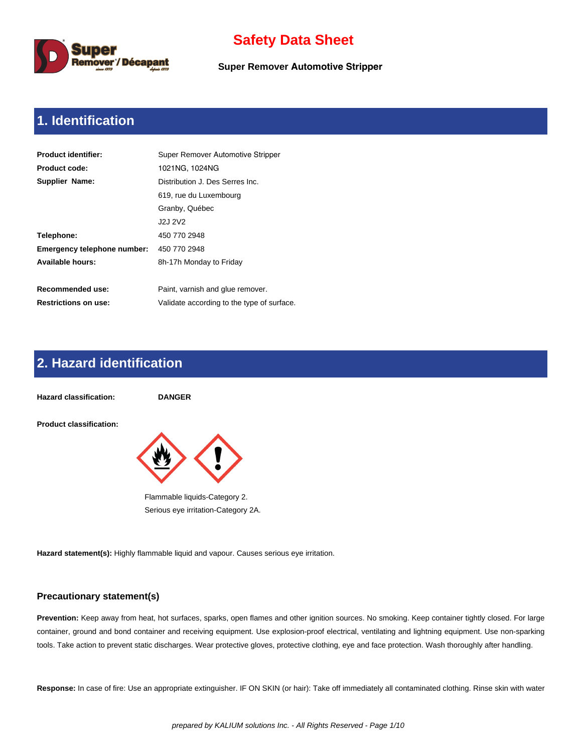# Safety Data Sheet

**Super Remover Automotive Stripper**

## 1. Identification

| | |
|---|---|
| **Product identifier:** | Super Remover Automotive Stripper |
| **Product code:** | 1021NG, 1024NG |
| **Supplier Name:** | Distribution J. Des Serres Inc. |
| | 619, rue du Luxembourg |
| | Granby, Québec |
| | J2J 2V2 |
| **Telephone:** | 450 770 2948 |
| **Emergency telephone number:** | 450 770 2948 |
| **Available hours:** | 8h-17h Monday to Friday |
| **Recommended use:** | Paint, varnish and glue remover. |
| **Restrictions on use:** | Validate according to the type of surface. |

## 2. Hazard identification

**Hazard classification:** **DANGER**

**Product classification:**

Flammable liquids-Category 2.
Serious eye irritation-Category 2A.

**Hazard statement(s):** Highly flammable liquid and vapour. Causes serious eye irritation.

### Precautionary statement(s)

**Prevention:** Keep away from heat, hot surfaces, sparks, open flames and other ignition sources. No smoking. Keep container tightly closed. For large container, ground and bond container and receiving equipment. Use explosion-proof electrical, ventilating and lightning equipment. Use non-sparking tools. Take action to prevent static discharges. Wear protective gloves, protective clothing, eye and face protection. Wash thoroughly after handling.

**Response:** In case of fire: Use an appropriate extinguisher. IF ON SKIN (or hair): Take off immediately all contaminated clothing. Rinse skin with water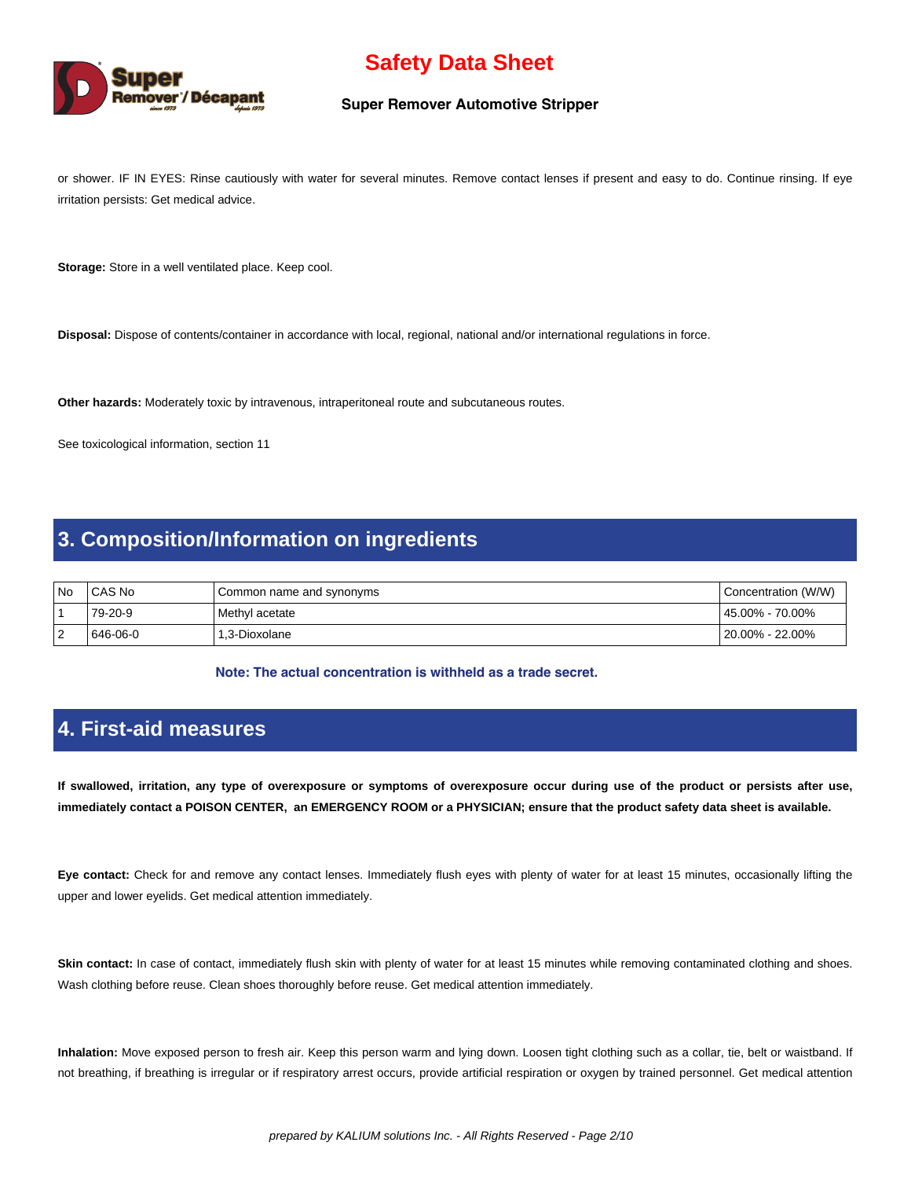or shower. IF IN EYES: Rinse cautiously with water for several minutes. Remove contact lenses if present and easy to do. Continue rinsing. If eye irritation persists: Get medical advice.

**Storage:** Store in a well ventilated place. Keep cool.

**Disposal:** Dispose of contents/container in accordance with local, regional, national and/or international regulations in force.

**Other hazards:** Moderately toxic by intravenous, intraperitoneal route and subcutaneous routes.

See toxicological information, section 11

## 3. Composition/Information on ingredients

| No | CAS No | Common name and synonyms | Concentration (W/W) |
|---|---|---|---|
| 1 | 79-20-9 | Methyl acetate | 45.00% - 70.00% |
| 2 | 646-06-0 | 1,3-Dioxolane | 20.00% - 22.00% |

**Note: The actual concentration is withheld as a trade secret.**

## 4. First-aid measures

**If swallowed, irritation, any type of overexposure or symptoms of overexposure occur during use of the product or persists after use, immediately contact a POISON CENTER, an EMERGENCY ROOM or a PHYSICIAN; ensure that the product safety data sheet is available.**

**Eye contact:** Check for and remove any contact lenses. Immediately flush eyes with plenty of water for at least 15 minutes, occasionally lifting the upper and lower eyelids. Get medical attention immediately.

**Skin contact:** In case of contact, immediately flush skin with plenty of water for at least 15 minutes while removing contaminated clothing and shoes. Wash clothing before reuse. Clean shoes thoroughly before reuse. Get medical attention immediately.

**Inhalation:** Move exposed person to fresh air. Keep this person warm and lying down. Loosen tight clothing such as a collar, tie, belt or waistband. If not breathing, if breathing is irregular or if respiratory arrest occurs, provide artificial respiration or oxygen by trained personnel. Get medical attention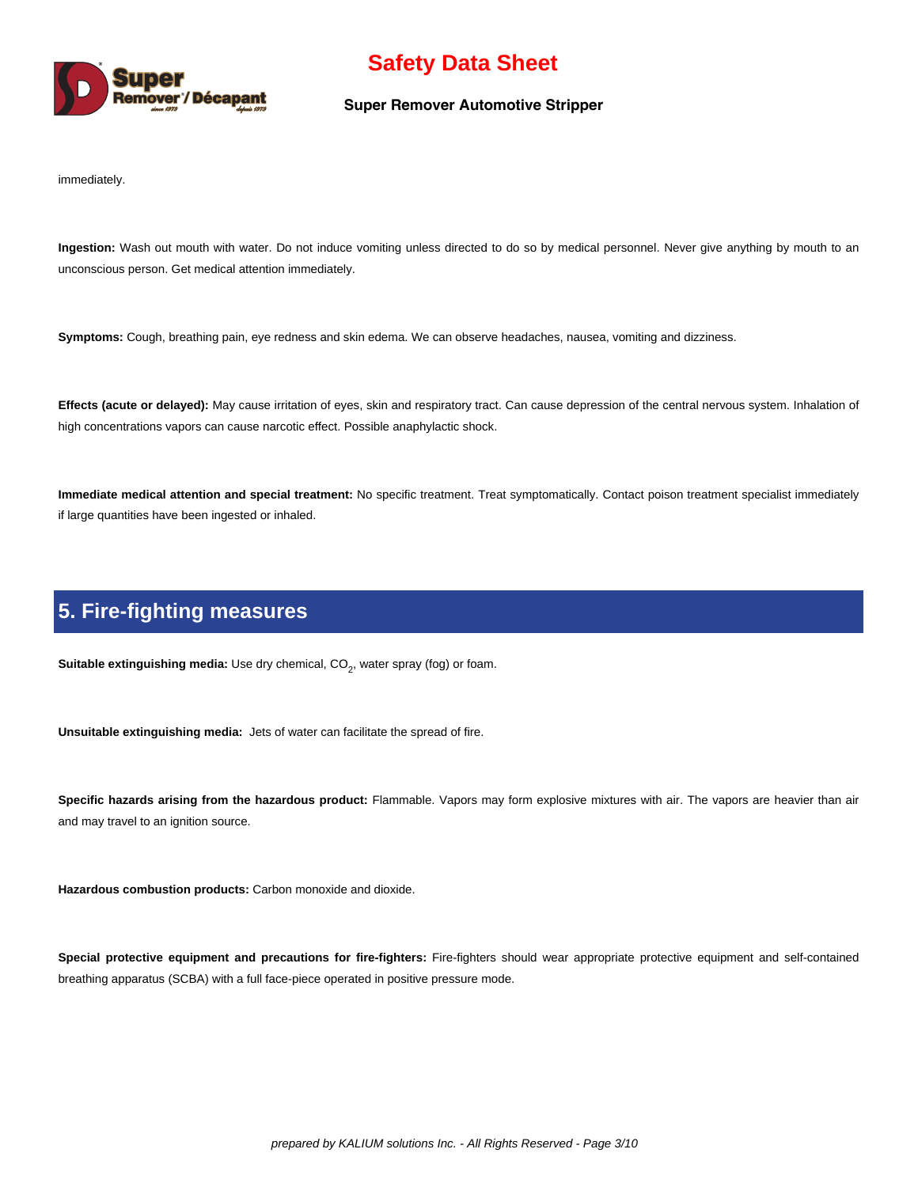immediately.

**Ingestion:** Wash out mouth with water. Do not induce vomiting unless directed to do so by medical personnel. Never give anything by mouth to an unconscious person. Get medical attention immediately.

**Symptoms:** Cough, breathing pain, eye redness and skin edema. We can observe headaches, nausea, vomiting and dizziness.

**Effects (acute or delayed):** May cause irritation of eyes, skin and respiratory tract. Can cause depression of the central nervous system. Inhalation of high concentrations vapors can cause narcotic effect. Possible anaphylactic shock.

**Immediate medical attention and special treatment:** No specific treatment. Treat symptomatically. Contact poison treatment specialist immediately if large quantities have been ingested or inhaled.

## 5. Fire-fighting measures

**Suitable extinguishing media:** Use dry chemical, $CO_2$, water spray (fog) or foam.

**Unsuitable extinguishing media:** Jets of water can facilitate the spread of fire.

**Specific hazards arising from the hazardous product:** Flammable. Vapors may form explosive mixtures with air. The vapors are heavier than air and may travel to an ignition source.

**Hazardous combustion products:** Carbon monoxide and dioxide.

**Special protective equipment and precautions for fire-fighters:** Fire-fighters should wear appropriate protective equipment and self-contained breathing apparatus (SCBA) with a full face-piece operated in positive pressure mode.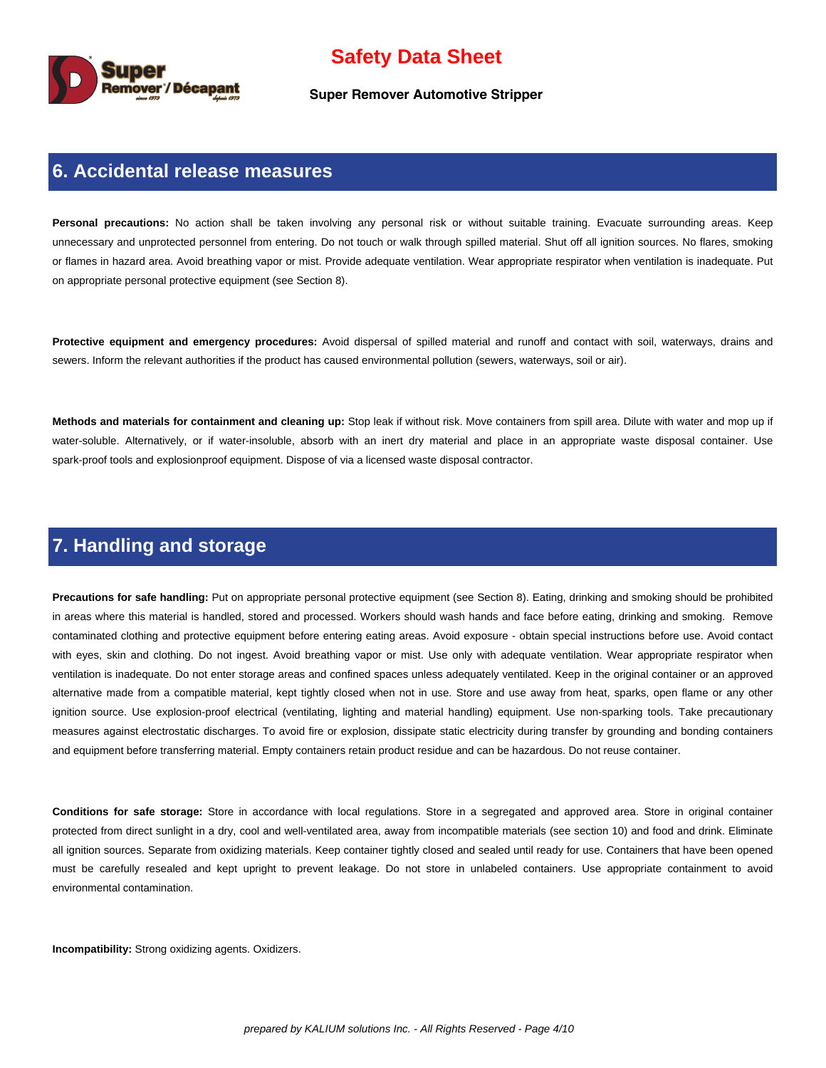## 6. Accidental release measures

**Personal precautions:** No action shall be taken involving any personal risk or without suitable training. Evacuate surrounding areas. Keep unnecessary and unprotected personnel from entering. Do not touch or walk through spilled material. Shut off all ignition sources. No flares, smoking or flames in hazard area. Avoid breathing vapor or mist. Provide adequate ventilation. Wear appropriate respirator when ventilation is inadequate. Put on appropriate personal protective equipment (see Section 8).

**Protective equipment and emergency procedures:** Avoid dispersal of spilled material and runoff and contact with soil, waterways, drains and sewers. Inform the relevant authorities if the product has caused environmental pollution (sewers, waterways, soil or air).

**Methods and materials for containment and cleaning up:** Stop leak if without risk. Move containers from spill area. Dilute with water and mop up if water-soluble. Alternatively, or if water-insoluble, absorb with an inert dry material and place in an appropriate waste disposal container. Use spark-proof tools and explosionproof equipment. Dispose of via a licensed waste disposal contractor.

## 7. Handling and storage

**Precautions for safe handling:** Put on appropriate personal protective equipment (see Section 8). Eating, drinking and smoking should be prohibited in areas where this material is handled, stored and processed. Workers should wash hands and face before eating, drinking and smoking. Remove contaminated clothing and protective equipment before entering eating areas. Avoid exposure - obtain special instructions before use. Avoid contact with eyes, skin and clothing. Do not ingest. Avoid breathing vapor or mist. Use only with adequate ventilation. Wear appropriate respirator when ventilation is inadequate. Do not enter storage areas and confined spaces unless adequately ventilated. Keep in the original container or an approved alternative made from a compatible material, kept tightly closed when not in use. Store and use away from heat, sparks, open flame or any other ignition source. Use explosion-proof electrical (ventilating, lighting and material handling) equipment. Use non-sparking tools. Take precautionary measures against electrostatic discharges. To avoid fire or explosion, dissipate static electricity during transfer by grounding and bonding containers and equipment before transferring material. Empty containers retain product residue and can be hazardous. Do not reuse container.

**Conditions for safe storage:** Store in accordance with local regulations. Store in a segregated and approved area. Store in original container protected from direct sunlight in a dry, cool and well-ventilated area, away from incompatible materials (see section 10) and food and drink. Eliminate all ignition sources. Separate from oxidizing materials. Keep container tightly closed and sealed until ready for use. Containers that have been opened must be carefully resealed and kept upright to prevent leakage. Do not store in unlabeled containers. Use appropriate containment to avoid environmental contamination.

**Incompatibility:** Strong oxidizing agents. Oxidizers.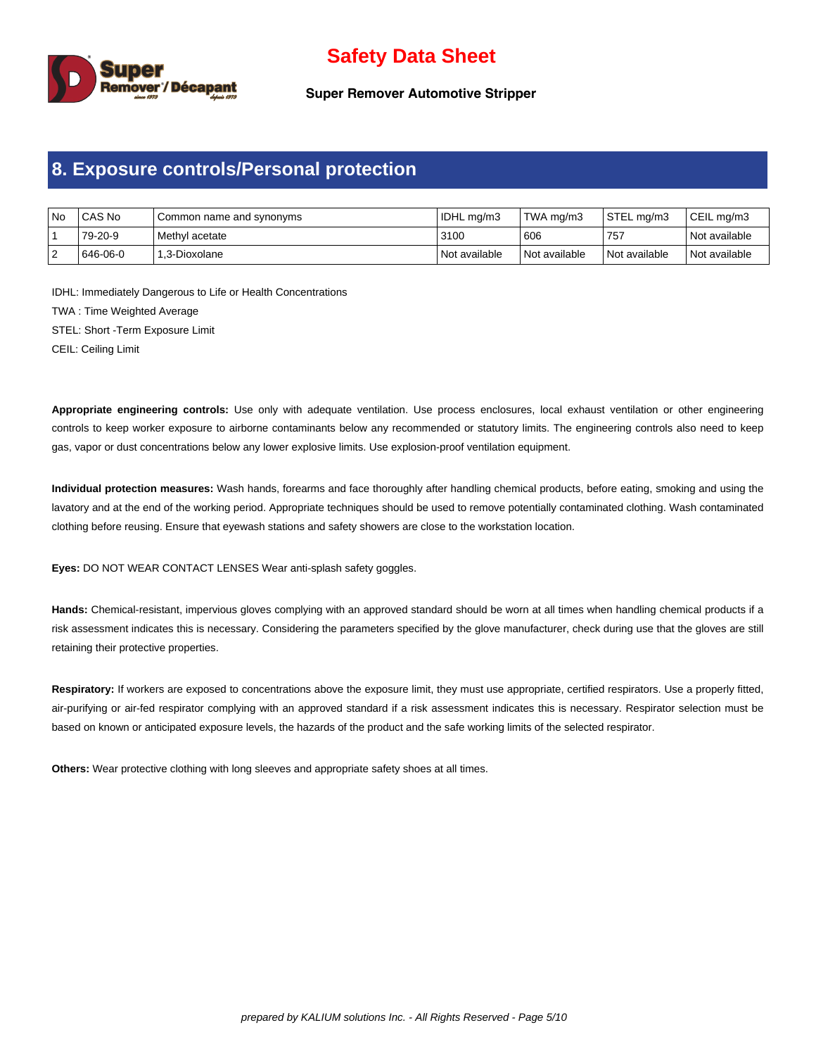## 8. Exposure controls/Personal protection

| No | CAS No | Common name and synonyms | IDHL mg/m3 | TWA mg/m3 | STEL mg/m3 | CEIL mg/m3 |
|---|---|---|---|---|---|---|
| 1 | 79-20-9 | Methyl acetate | 3100 | 606 | 757 | Not available |
| 2 | 646-06-0 | 1,3-Dioxolane | Not available | Not available | Not available | Not available |

IDHL: Immediately Dangerous to Life or Health Concentrations

TWA : Time Weighted Average

STEL: Short -Term Exposure Limit

CEIL: Ceiling Limit

**Appropriate engineering controls:** Use only with adequate ventilation. Use process enclosures, local exhaust ventilation or other engineering controls to keep worker exposure to airborne contaminants below any recommended or statutory limits. The engineering controls also need to keep gas, vapor or dust concentrations below any lower explosive limits. Use explosion-proof ventilation equipment.

**Individual protection measures:** Wash hands, forearms and face thoroughly after handling chemical products, before eating, smoking and using the lavatory and at the end of the working period. Appropriate techniques should be used to remove potentially contaminated clothing. Wash contaminated clothing before reusing. Ensure that eyewash stations and safety showers are close to the workstation location.

**Eyes:** DO NOT WEAR CONTACT LENSES Wear anti-splash safety goggles.

**Hands:** Chemical-resistant, impervious gloves complying with an approved standard should be worn at all times when handling chemical products if a risk assessment indicates this is necessary. Considering the parameters specified by the glove manufacturer, check during use that the gloves are still retaining their protective properties.

**Respiratory:** If workers are exposed to concentrations above the exposure limit, they must use appropriate, certified respirators. Use a properly fitted, air-purifying or air-fed respirator complying with an approved standard if a risk assessment indicates this is necessary. Respirator selection must be based on known or anticipated exposure levels, the hazards of the product and the safe working limits of the selected respirator.

**Others:** Wear protective clothing with long sleeves and appropriate safety shoes at all times.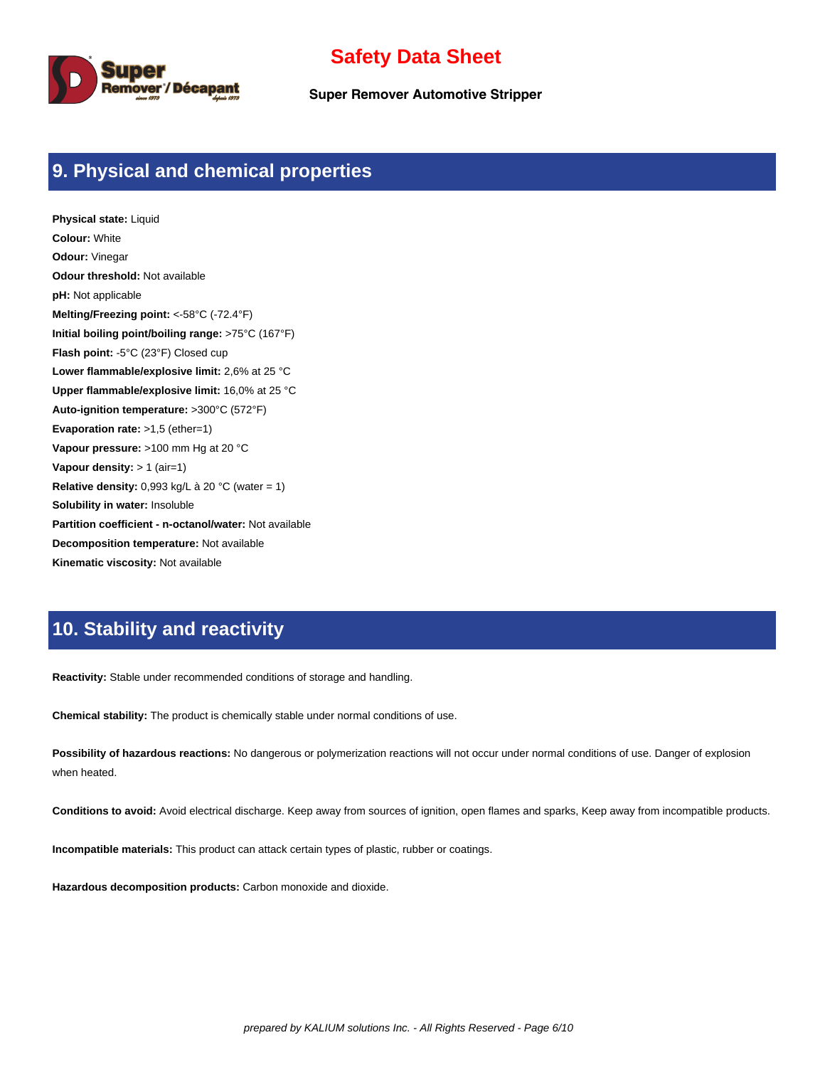## 9. Physical and chemical properties

**Physical state:** Liquid
**Colour:** White
**Odour:** Vinegar
**Odour threshold:** Not available
**pH:** Not applicable
**Melting/Freezing point:** <-58°C (-72.4°F)
**Initial boiling point/boiling range:** >75°C (167°F)
**Flash point:** -5°C (23°F) Closed cup
**Lower flammable/explosive limit:** 2,6% at 25 °C
**Upper flammable/explosive limit:** 16,0% at 25 °C
**Auto-ignition temperature:** >300°C (572°F)
**Evaporation rate:** >1,5 (ether=1)
**Vapour pressure:** >100 mm Hg at 20 °C
**Vapour density:** > 1 (air=1)
**Relative density:** 0,993 kg/L à 20 °C (water = 1)
**Solubility in water:** Insoluble
**Partition coefficient - n-octanol/water:** Not available
**Decomposition temperature:** Not available
**Kinematic viscosity:** Not available

## 10. Stability and reactivity

**Reactivity:** Stable under recommended conditions of storage and handling.

**Chemical stability:** The product is chemically stable under normal conditions of use.

**Possibility of hazardous reactions:** No dangerous or polymerization reactions will not occur under normal conditions of use. Danger of explosion when heated.

**Conditions to avoid:** Avoid electrical discharge. Keep away from sources of ignition, open flames and sparks, Keep away from incompatible products.

**Incompatible materials:** This product can attack certain types of plastic, rubber or coatings.

**Hazardous decomposition products:** Carbon monoxide and dioxide.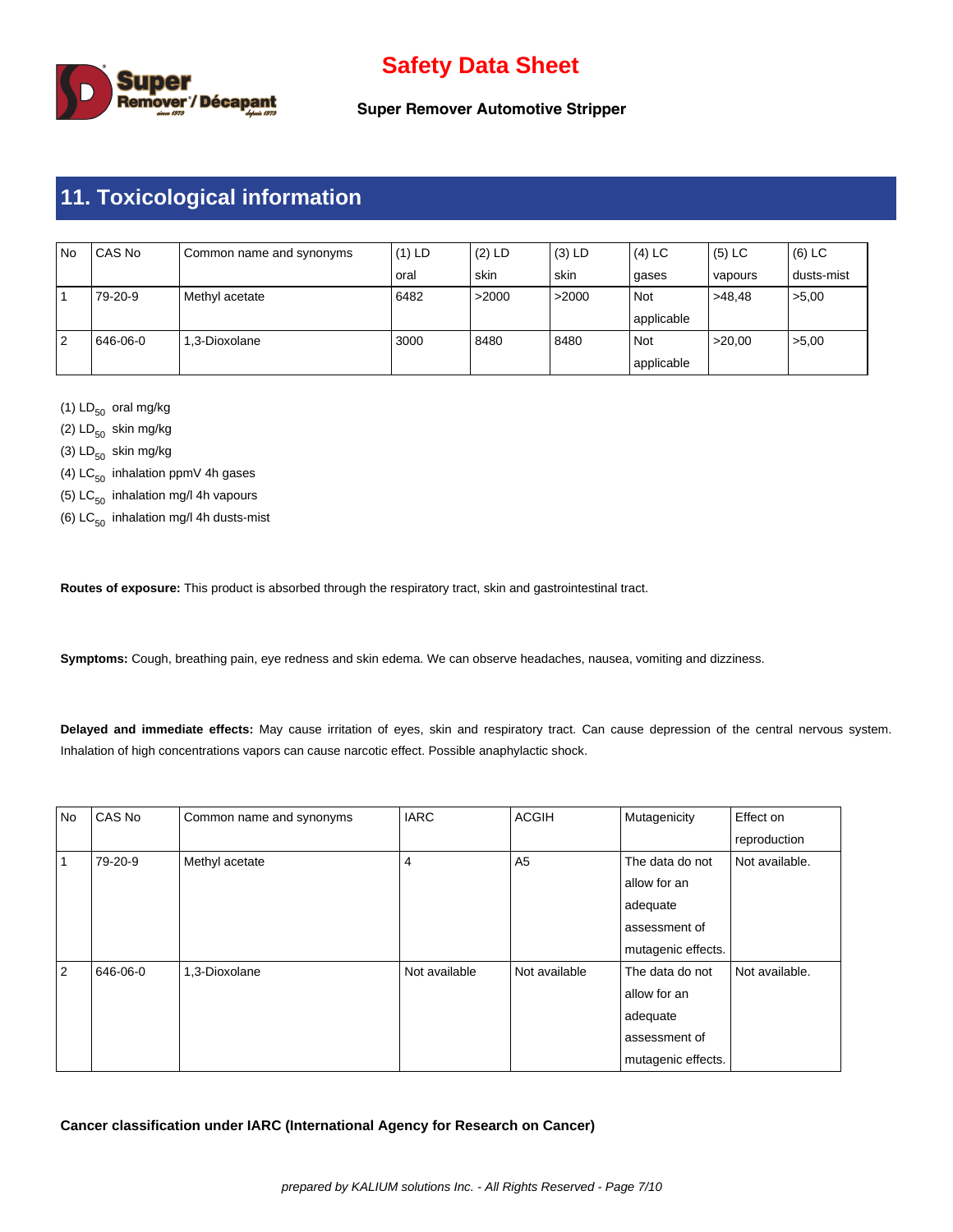## 11. Toxicological information

| No | CAS No | Common name and synonyms | (1) LD oral | (2) LD skin | (3) LD skin | (4) LC gases | (5) LC vapours | (6) LC dusts-mist |
|---|---|---|---|---|---|---|---|---|
| 1 | 79-20-9 | Methyl acetate | 6482 | >2000 | >2000 | Not applicable | >48,48 | >5,00 |
| 2 | 646-06-0 | 1,3-Dioxolane | 3000 | 8480 | 8480 | Not applicable | >20,00 | >5,00 |

(1) $LD_{50}$ oral mg/kg

(2) $LD_{50}$ skin mg/kg

(3) $LD_{50}$ skin mg/kg

(4) $LC_{50}$ inhalation ppmV 4h gases

(5) $LC_{50}$ inhalation mg/l 4h vapours

(6) $LC_{50}$ inhalation mg/l 4h dusts-mist

**Routes of exposure:** This product is absorbed through the respiratory tract, skin and gastrointestinal tract.

**Symptoms:** Cough, breathing pain, eye redness and skin edema. We can observe headaches, nausea, vomiting and dizziness.

**Delayed and immediate effects:** May cause irritation of eyes, skin and respiratory tract. Can cause depression of the central nervous system. Inhalation of high concentrations vapors can cause narcotic effect. Possible anaphylactic shock.

| No | CAS No | Common name and synonyms | IARC | ACGIH | Mutagenicity | Effect on reproduction |
|---|---|---|---|---|---|---|
| 1 | 79-20-9 | Methyl acetate | 4 | A5 | The data do not allow for an adequate assessment of mutagenic effects. | Not available. |
| 2 | 646-06-0 | 1,3-Dioxolane | Not available | Not available | The data do not allow for an adequate assessment of mutagenic effects. | Not available. |

**Cancer classification under IARC (International Agency for Research on Cancer)**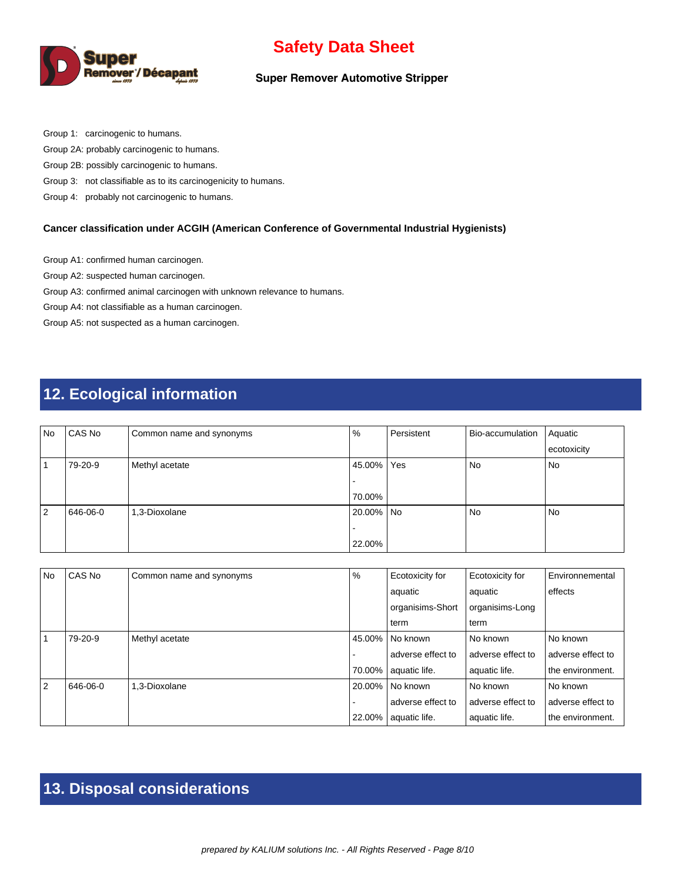Group 1: carcinogenic to humans.

Group 2A: probably carcinogenic to humans.

Group 2B: possibly carcinogenic to humans.

Group 3: not classifiable as to its carcinogenicity to humans.

Group 4: probably not carcinogenic to humans.

**Cancer classification under ACGIH (American Conference of Governmental Industrial Hygienists)**

Group A1: confirmed human carcinogen.

Group A2: suspected human carcinogen.

Group A3: confirmed animal carcinogen with unknown relevance to humans.

Group A4: not classifiable as a human carcinogen.

Group A5: not suspected as a human carcinogen.

## 12. Ecological information

| No | CAS No | Common name and synonyms | % | Persistent | Bio-accumulation | Aquatic ecotoxicity |
|---|---|---|---|---|---|---|
| 1 | 79-20-9 | Methyl acetate | 45.00% - 70.00% | Yes | No | No |
| 2 | 646-06-0 | 1,3-Dioxolane | 20.00% - 22.00% | No | No | No |

| No | CAS No | Common name and synonyms | % | Ecotoxicity for aquatic organisims-Short term | Ecotoxicity for aquatic organisims-Long term | Environnemental effects |
|---|---|---|---|---|---|---|
| 1 | 79-20-9 | Methyl acetate | 45.00% - 70.00% | No known adverse effect to aquatic life. | No known adverse effect to aquatic life. | No known adverse effect to the environment. |
| 2 | 646-06-0 | 1,3-Dioxolane | 20.00% - 22.00% | No known adverse effect to aquatic life. | No known adverse effect to aquatic life. | No known adverse effect to the environment. |

## 13. Disposal considerations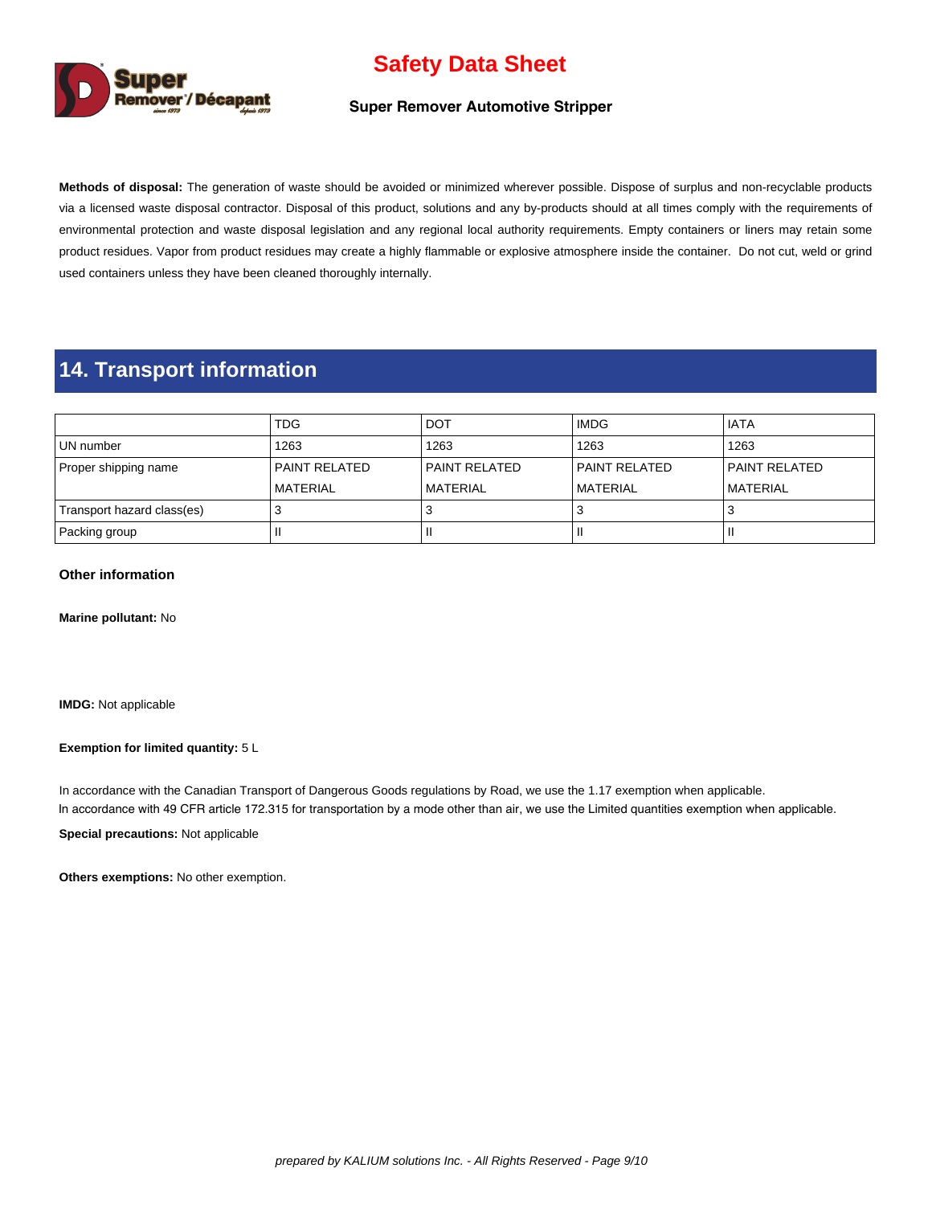**Methods of disposal:** The generation of waste should be avoided or minimized wherever possible. Dispose of surplus and non-recyclable products via a licensed waste disposal contractor. Disposal of this product, solutions and any by-products should at all times comply with the requirements of environmental protection and waste disposal legislation and any regional local authority requirements. Empty containers or liners may retain some product residues. Vapor from product residues may create a highly flammable or explosive atmosphere inside the container. Do not cut, weld or grind used containers unless they have been cleaned thoroughly internally.

## 14. Transport information

| | TDG | DOT | IMDG | IATA |
|---|---|---|---|---|
| UN number | 1263 | 1263 | 1263 | 1263 |
| Proper shipping name | PAINT RELATED MATERIAL | PAINT RELATED MATERIAL | PAINT RELATED MATERIAL | PAINT RELATED MATERIAL |
| Transport hazard class(es) | 3 | 3 | 3 | 3 |
| Packing group | II | II | II | II |

### Other information

**Marine pollutant:** No

**IMDG:** Not applicable

**Exemption for limited quantity:** 5 L

In accordance with the Canadian Transport of Dangerous Goods regulations by Road, we use the 1.17 exemption when applicable.
In accordance with 49 CFR article 172.315 for transportation by a mode other than air, we use the Limited quantities exemption when applicable.

**Special precautions:** Not applicable

**Others exemptions:** No other exemption.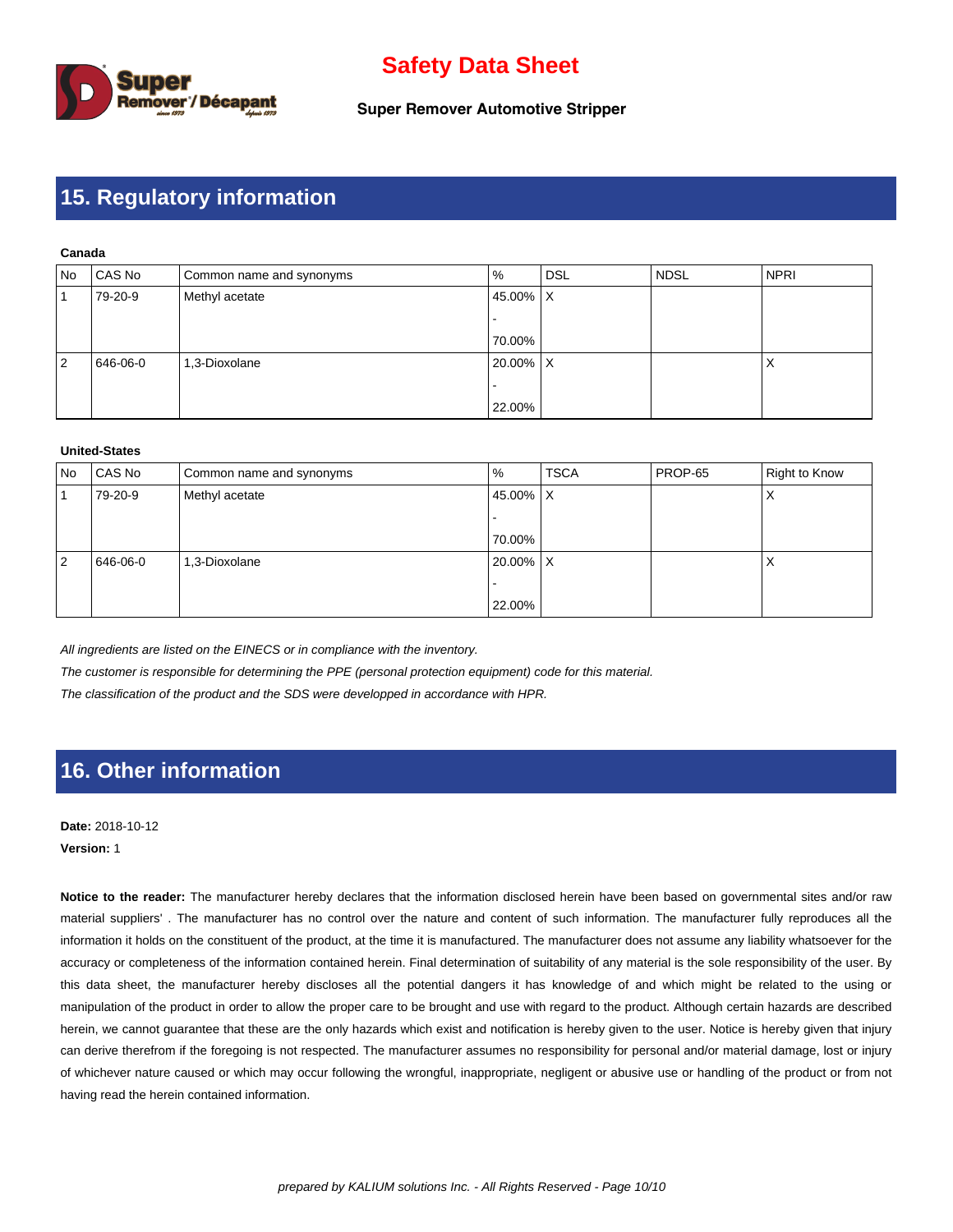## 15. Regulatory information

**Canada**

| No | CAS No | Common name and synonyms | % | DSL | NDSL | NPRI |
|---|---|---|---|---|---|---|
| 1 | 79-20-9 | Methyl acetate | 45.00% - 70.00% | X | | |
| 2 | 646-06-0 | 1,3-Dioxolane | 20.00% - 22.00% | X | | X |

**United-States**

| No | CAS No | Common name and synonyms | % | TSCA | PROP-65 | Right to Know |
|---|---|---|---|---|---|---|
| 1 | 79-20-9 | Methyl acetate | 45.00% - 70.00% | X | | X |
| 2 | 646-06-0 | 1,3-Dioxolane | 20.00% - 22.00% | X | | X |

*All ingredients are listed on the EINECS or in compliance with the inventory.*

*The customer is responsible for determining the PPE (personal protection equipment) code for this material.*

*The classification of the product and the SDS were developped in accordance with HPR.*

## 16. Other information

**Date:** 2018-10-12

**Version:** 1

**Notice to the reader:** The manufacturer hereby declares that the information disclosed herein have been based on governmental sites and/or raw material suppliers' . The manufacturer has no control over the nature and content of such information. The manufacturer fully reproduces all the information it holds on the constituent of the product, at the time it is manufactured. The manufacturer does not assume any liability whatsoever for the accuracy or completeness of the information contained herein. Final determination of suitability of any material is the sole responsibility of the user. By this data sheet, the manufacturer hereby discloses all the potential dangers it has knowledge of and which might be related to the using or manipulation of the product in order to allow the proper care to be brought and use with regard to the product. Although certain hazards are described herein, we cannot guarantee that these are the only hazards which exist and notification is hereby given to the user. Notice is hereby given that injury can derive therefrom if the foregoing is not respected. The manufacturer assumes no responsibility for personal and/or material damage, lost or injury of whichever nature caused or which may occur following the wrongful, inappropriate, negligent or abusive use or handling of the product or from not having read the herein contained information.